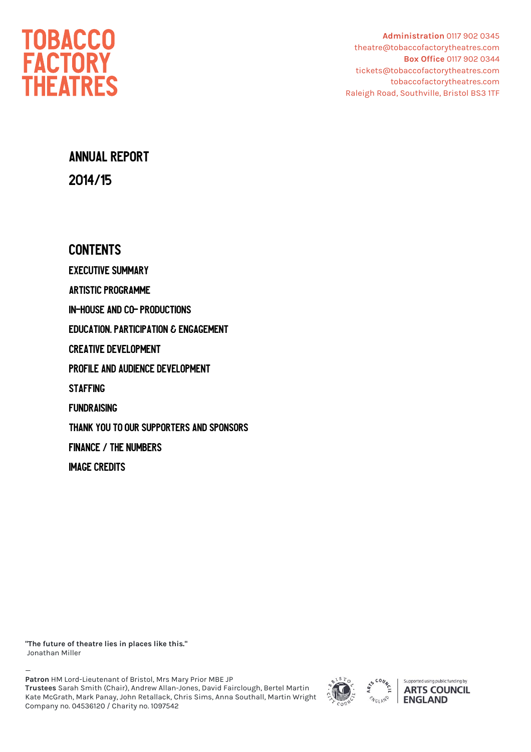# TOBACCO FACTORY THEATRES

**Administration** 0117 902 0345
theatre@tobaccofactorytheatres.com
**Box Office** 0117 902 0344
tickets@tobaccofactorytheatres.com
tobaccofactorytheatres.com
Raleigh Road, Southville, Bristol BS3 1TF

## ANNUAL REPORT 2014/15

## CONTENTS

- EXECUTIVE SUMMARY
- ARTISTIC PROGRAMME
- IN-HOUSE AND CO- PRODUCTIONS
- EDUCATION. PARTICIPATION & ENGAGEMENT
- CREATIVE DEVELOPMENT
- PROFILE AND AUDIENCE DEVELOPMENT
- STAFFING
- FUNDRAISING
- THANK YOU TO OUR SUPPORTERS AND SPONSORS
- FINANCE / THE NUMBERS
- IMAGE CREDITS

**"The future of theatre lies in places like this."**
Jonathan Miller

—

**Patron** HM Lord-Lieutenant of Bristol, Mrs Mary Prior MBE JP
**Trustees** Sarah Smith (Chair), Andrew Allan-Jones, David Fairclough, Bertel Martin Kate McGrath, Mark Panay, John Retallack, Chris Sims, Anna Southall, Martin Wright
Company no. 04536120 / Charity no. 1097542

Supported using public funding by ARTS COUNCIL ENGLAND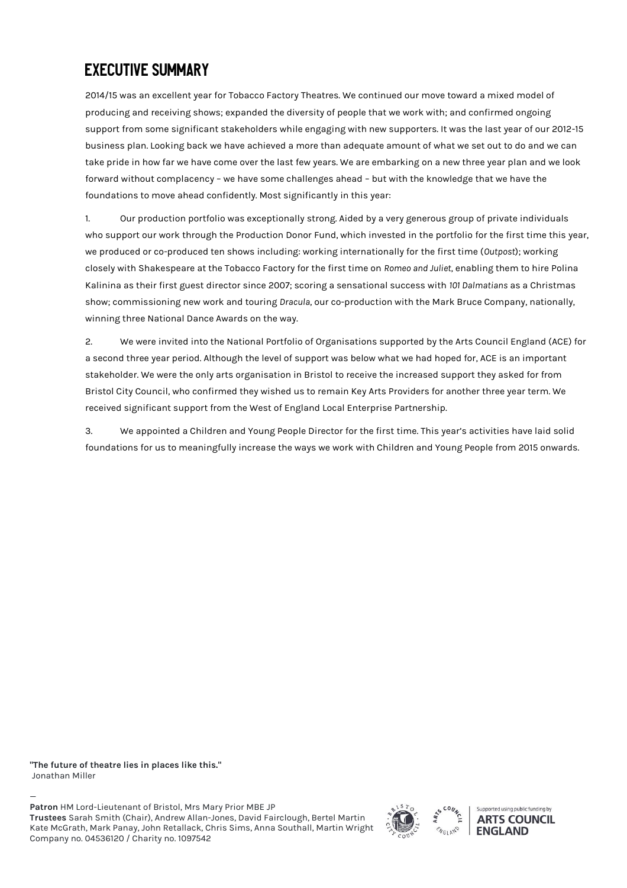# EXECUTIVE SUMMARY

2014/15 was an excellent year for Tobacco Factory Theatres. We continued our move toward a mixed model of producing and receiving shows; expanded the diversity of people that we work with; and confirmed ongoing support from some significant stakeholders while engaging with new supporters. It was the last year of our 2012-15 business plan. Looking back we have achieved a more than adequate amount of what we set out to do and we can take pride in how far we have come over the last few years. We are embarking on a new three year plan and we look forward without complacency – we have some challenges ahead – but with the knowledge that we have the foundations to move ahead confidently. Most significantly in this year:

1. Our production portfolio was exceptionally strong. Aided by a very generous group of private individuals who support our work through the Production Donor Fund, which invested in the portfolio for the first time this year, we produced or co-produced ten shows including: working internationally for the first time (*Outpost*); working closely with Shakespeare at the Tobacco Factory for the first time on *Romeo and Juliet*, enabling them to hire Polina Kalinina as their first guest director since 2007; scoring a sensational success with *101 Dalmatians* as a Christmas show; commissioning new work and touring *Dracula*, our co-production with the Mark Bruce Company, nationally, winning three National Dance Awards on the way.

2. We were invited into the National Portfolio of Organisations supported by the Arts Council England (ACE) for a second three year period. Although the level of support was below what we had hoped for, ACE is an important stakeholder. We were the only arts organisation in Bristol to receive the increased support they asked for from Bristol City Council, who confirmed they wished us to remain Key Arts Providers for another three year term. We received significant support from the West of England Local Enterprise Partnership.

3. We appointed a Children and Young People Director for the first time. This year's activities have laid solid foundations for us to meaningfully increase the ways we work with Children and Young People from 2015 onwards.

**"The future of theatre lies in places like this."**
Jonathan Miller

—

**Patron** HM Lord-Lieutenant of Bristol, Mrs Mary Prior MBE JP
**Trustees** Sarah Smith (Chair), Andrew Allan-Jones, David Fairclough, Bertel Martin Kate McGrath, Mark Panay, John Retallack, Chris Sims, Anna Southall, Martin Wright
Company no. 04536120 / Charity no. 1097542

Supported using public funding by ARTS COUNCIL ENGLAND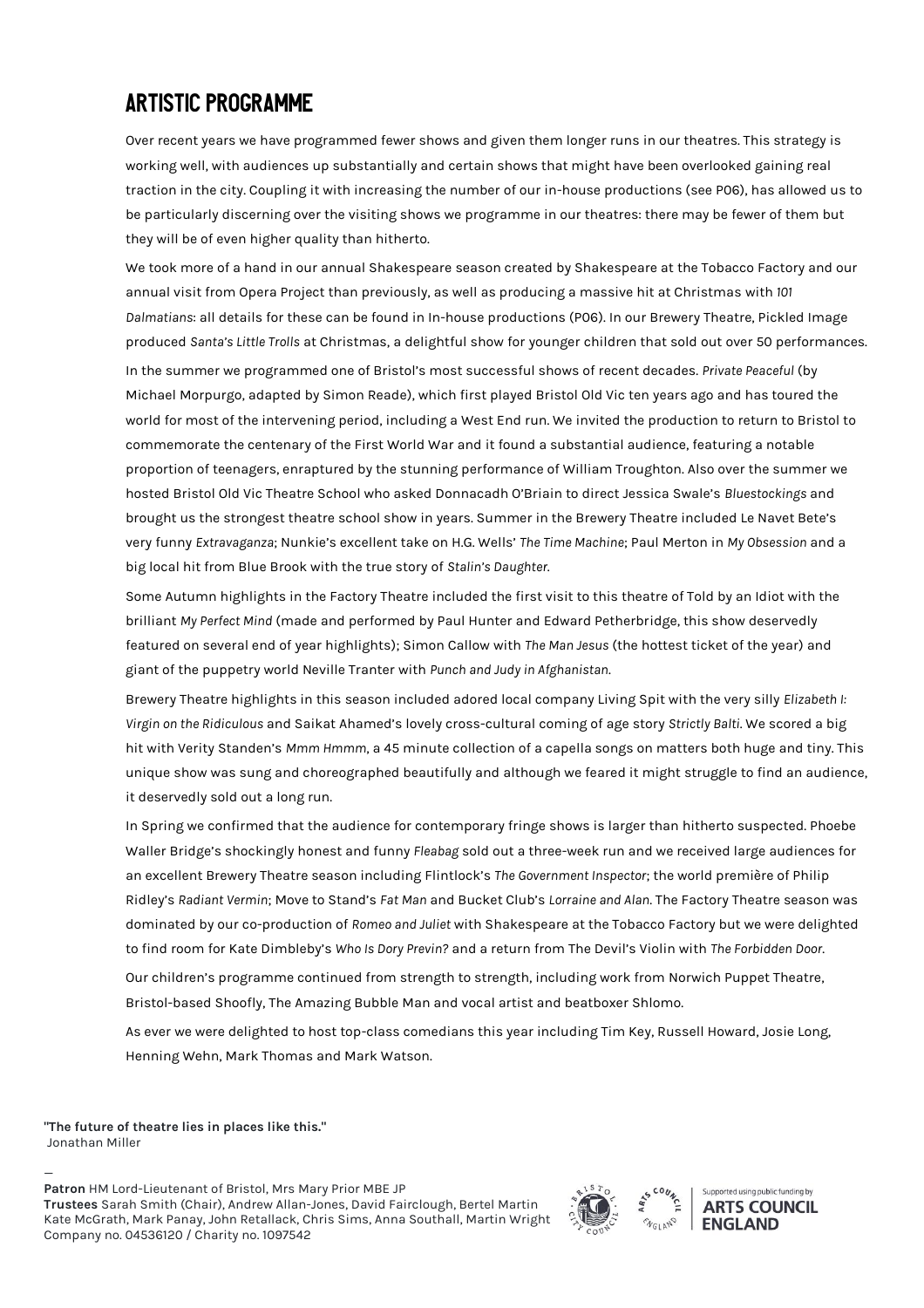# ARTISTIC PROGRAMME

Over recent years we have programmed fewer shows and given them longer runs in our theatres. This strategy is working well, with audiences up substantially and certain shows that might have been overlooked gaining real traction in the city. Coupling it with increasing the number of our in-house productions (see P06), has allowed us to be particularly discerning over the visiting shows we programme in our theatres: there may be fewer of them but they will be of even higher quality than hitherto.

We took more of a hand in our annual Shakespeare season created by Shakespeare at the Tobacco Factory and our annual visit from Opera Project than previously, as well as producing a massive hit at Christmas with *101 Dalmatians*: all details for these can be found in In-house productions (P06). In our Brewery Theatre, Pickled Image produced *Santa's Little Trolls* at Christmas, a delightful show for younger children that sold out over 50 performances.

In the summer we programmed one of Bristol's most successful shows of recent decades. *Private Peaceful* (by Michael Morpurgo, adapted by Simon Reade), which first played Bristol Old Vic ten years ago and has toured the world for most of the intervening period, including a West End run. We invited the production to return to Bristol to commemorate the centenary of the First World War and it found a substantial audience, featuring a notable proportion of teenagers, enraptured by the stunning performance of William Troughton. Also over the summer we hosted Bristol Old Vic Theatre School who asked Donnacadh O'Briain to direct Jessica Swale's *Bluestockings* and brought us the strongest theatre school show in years. Summer in the Brewery Theatre included Le Navet Bete's very funny *Extravaganza*; Nunkie's excellent take on H.G. Wells' *The Time Machine*; Paul Merton in *My Obsession* and a big local hit from Blue Brook with the true story of *Stalin's Daughter*.

Some Autumn highlights in the Factory Theatre included the first visit to this theatre of Told by an Idiot with the brilliant *My Perfect Mind* (made and performed by Paul Hunter and Edward Petherbridge, this show deservedly featured on several end of year highlights); Simon Callow with *The Man Jesus* (the hottest ticket of the year) and giant of the puppetry world Neville Tranter with *Punch and Judy in Afghanistan*.

Brewery Theatre highlights in this season included adored local company Living Spit with the very silly *Elizabeth I: Virgin on the Ridiculous* and Saikat Ahamed's lovely cross-cultural coming of age story *Strictly Balti*. We scored a big hit with Verity Standen's *Mmm Hmmm*, a 45 minute collection of a capella songs on matters both huge and tiny. This unique show was sung and choreographed beautifully and although we feared it might struggle to find an audience, it deservedly sold out a long run.

In Spring we confirmed that the audience for contemporary fringe shows is larger than hitherto suspected. Phoebe Waller Bridge's shockingly honest and funny *Fleabag* sold out a three-week run and we received large audiences for an excellent Brewery Theatre season including Flintlock's *The Government Inspector*; the world première of Philip Ridley's *Radiant Vermin*; Move to Stand's *Fat Man* and Bucket Club's *Lorraine and Alan*. The Factory Theatre season was dominated by our co-production of *Romeo and Juliet* with Shakespeare at the Tobacco Factory but we were delighted to find room for Kate Dimbleby's *Who Is Dory Previn?* and a return from The Devil's Violin with *The Forbidden Door*.

Our children's programme continued from strength to strength, including work from Norwich Puppet Theatre, Bristol-based Shoofly, The Amazing Bubble Man and vocal artist and beatboxer Shlomo.

As ever we were delighted to host top-class comedians this year including Tim Key, Russell Howard, Josie Long, Henning Wehn, Mark Thomas and Mark Watson.

**"The future of theatre lies in places like this."**
Jonathan Miller

—

**Patron** HM Lord-Lieutenant of Bristol, Mrs Mary Prior MBE JP
**Trustees** Sarah Smith (Chair), Andrew Allan-Jones, David Fairclough, Bertel Martin
Kate McGrath, Mark Panay, John Retallack, Chris Sims, Anna Southall, Martin Wright
Company no. 04536120 / Charity no. 1097542

Supported using public funding by ARTS COUNCIL ENGLAND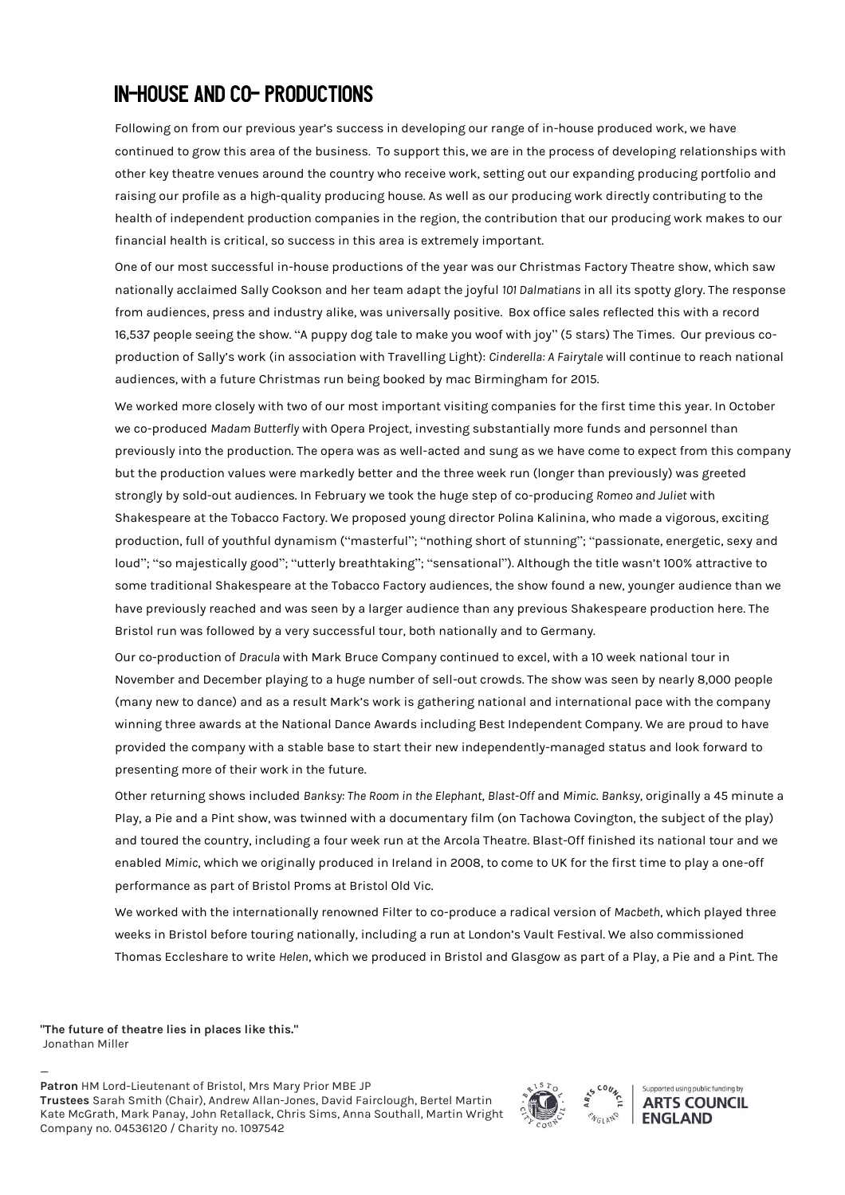# IN-HOUSE AND CO- PRODUCTIONS

Following on from our previous year's success in developing our range of in-house produced work, we have continued to grow this area of the business. To support this, we are in the process of developing relationships with other key theatre venues around the country who receive work, setting out our expanding producing portfolio and raising our profile as a high-quality producing house. As well as our producing work directly contributing to the health of independent production companies in the region, the contribution that our producing work makes to our financial health is critical, so success in this area is extremely important.

One of our most successful in-house productions of the year was our Christmas Factory Theatre show, which saw nationally acclaimed Sally Cookson and her team adapt the joyful *101 Dalmatians* in all its spotty glory. The response from audiences, press and industry alike, was universally positive. Box office sales reflected this with a record 16,537 people seeing the show. "A puppy dog tale to make you woof with joy" (5 stars) The Times. Our previous co-production of Sally's work (in association with Travelling Light): *Cinderella: A Fairytale* will continue to reach national audiences, with a future Christmas run being booked by mac Birmingham for 2015.

We worked more closely with two of our most important visiting companies for the first time this year. In October we co-produced *Madam Butterfly* with Opera Project, investing substantially more funds and personnel than previously into the production. The opera was as well-acted and sung as we have come to expect from this company but the production values were markedly better and the three week run (longer than previously) was greeted strongly by sold-out audiences. In February we took the huge step of co-producing *Romeo and Juliet* with Shakespeare at the Tobacco Factory. We proposed young director Polina Kalinina, who made a vigorous, exciting production, full of youthful dynamism ("masterful"; "nothing short of stunning"; "passionate, energetic, sexy and loud"; "so majestically good"; "utterly breathtaking"; "sensational"). Although the title wasn't 100% attractive to some traditional Shakespeare at the Tobacco Factory audiences, the show found a new, younger audience than we have previously reached and was seen by a larger audience than any previous Shakespeare production here. The Bristol run was followed by a very successful tour, both nationally and to Germany.

Our co-production of *Dracula* with Mark Bruce Company continued to excel, with a 10 week national tour in November and December playing to a huge number of sell-out crowds. The show was seen by nearly 8,000 people (many new to dance) and as a result Mark's work is gathering national and international pace with the company winning three awards at the National Dance Awards including Best Independent Company. We are proud to have provided the company with a stable base to start their new independently-managed status and look forward to presenting more of their work in the future.

Other returning shows included *Banksy: The Room in the Elephant*, *Blast-Off* and *Mimic*. *Banksy*, originally a 45 minute a Play, a Pie and a Pint show, was twinned with a documentary film (on Tachowa Covington, the subject of the play) and toured the country, including a four week run at the Arcola Theatre. Blast-Off finished its national tour and we enabled *Mimic*, which we originally produced in Ireland in 2008, to come to UK for the first time to play a one-off performance as part of Bristol Proms at Bristol Old Vic.

We worked with the internationally renowned Filter to co-produce a radical version of *Macbeth*, which played three weeks in Bristol before touring nationally, including a run at London's Vault Festival. We also commissioned Thomas Eccleshare to write *Helen*, which we produced in Bristol and Glasgow as part of a Play, a Pie and a Pint. The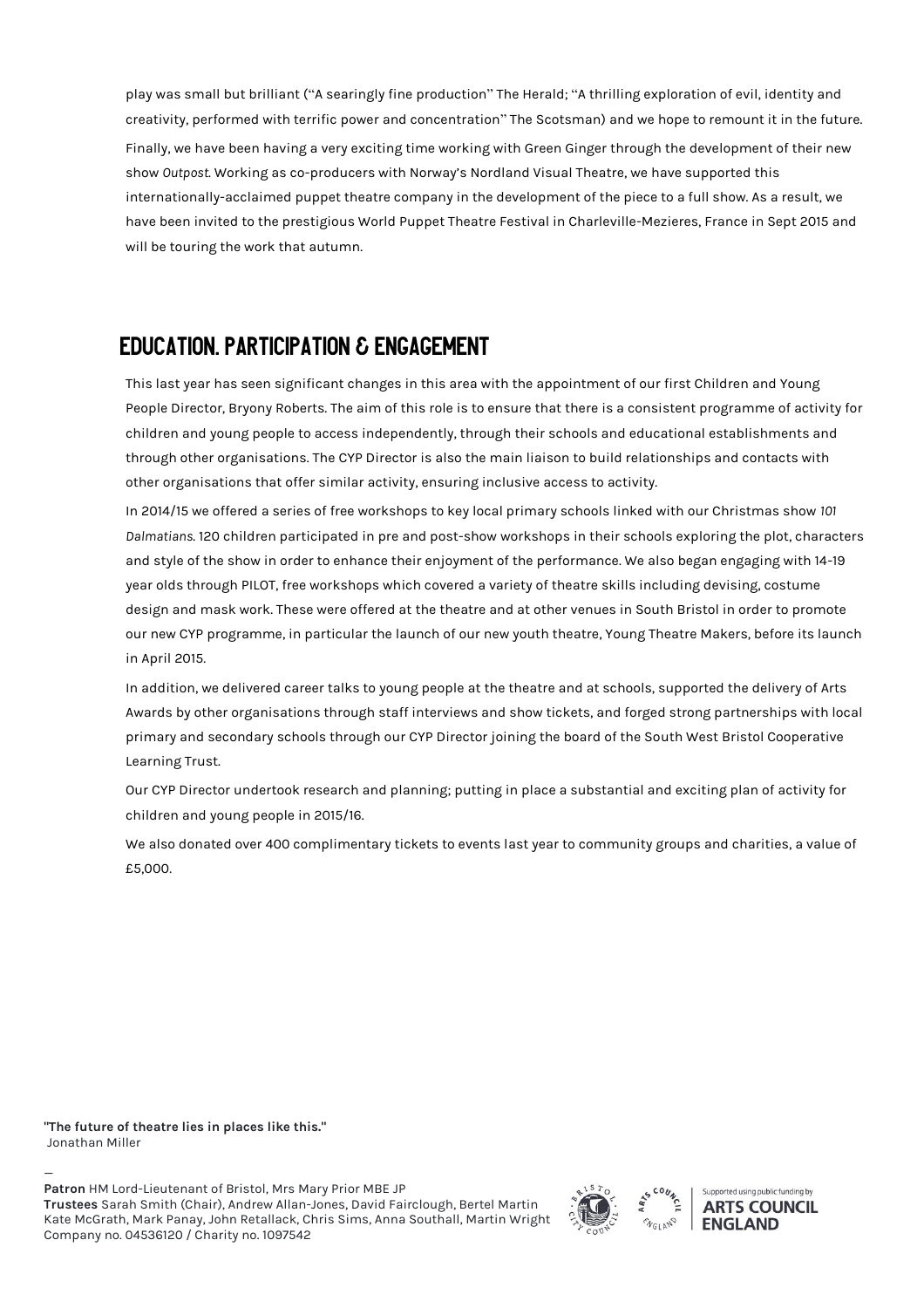play was small but brilliant ("A searingly fine production" The Herald; "A thrilling exploration of evil, identity and creativity, performed with terrific power and concentration" The Scotsman) and we hope to remount it in the future.

Finally, we have been having a very exciting time working with Green Ginger through the development of their new show *Outpost*. Working as co-producers with Norway's Nordland Visual Theatre, we have supported this internationally-acclaimed puppet theatre company in the development of the piece to a full show. As a result, we have been invited to the prestigious World Puppet Theatre Festival in Charleville-Mezieres, France in Sept 2015 and will be touring the work that autumn.

## EDUCATION, PARTICIPATION & ENGAGEMENT

This last year has seen significant changes in this area with the appointment of our first Children and Young People Director, Bryony Roberts. The aim of this role is to ensure that there is a consistent programme of activity for children and young people to access independently, through their schools and educational establishments and through other organisations. The CYP Director is also the main liaison to build relationships and contacts with other organisations that offer similar activity, ensuring inclusive access to activity.

In 2014/15 we offered a series of free workshops to key local primary schools linked with our Christmas show *101 Dalmatians*. 120 children participated in pre and post-show workshops in their schools exploring the plot, characters and style of the show in order to enhance their enjoyment of the performance. We also began engaging with 14-19 year olds through PILOT, free workshops which covered a variety of theatre skills including devising, costume design and mask work. These were offered at the theatre and at other venues in South Bristol in order to promote our new CYP programme, in particular the launch of our new youth theatre, Young Theatre Makers, before its launch in April 2015.

In addition, we delivered career talks to young people at the theatre and at schools, supported the delivery of Arts Awards by other organisations through staff interviews and show tickets, and forged strong partnerships with local primary and secondary schools through our CYP Director joining the board of the South West Bristol Cooperative Learning Trust.

Our CYP Director undertook research and planning; putting in place a substantial and exciting plan of activity for children and young people in 2015/16.

We also donated over 400 complimentary tickets to events last year to community groups and charities, a value of £5,000.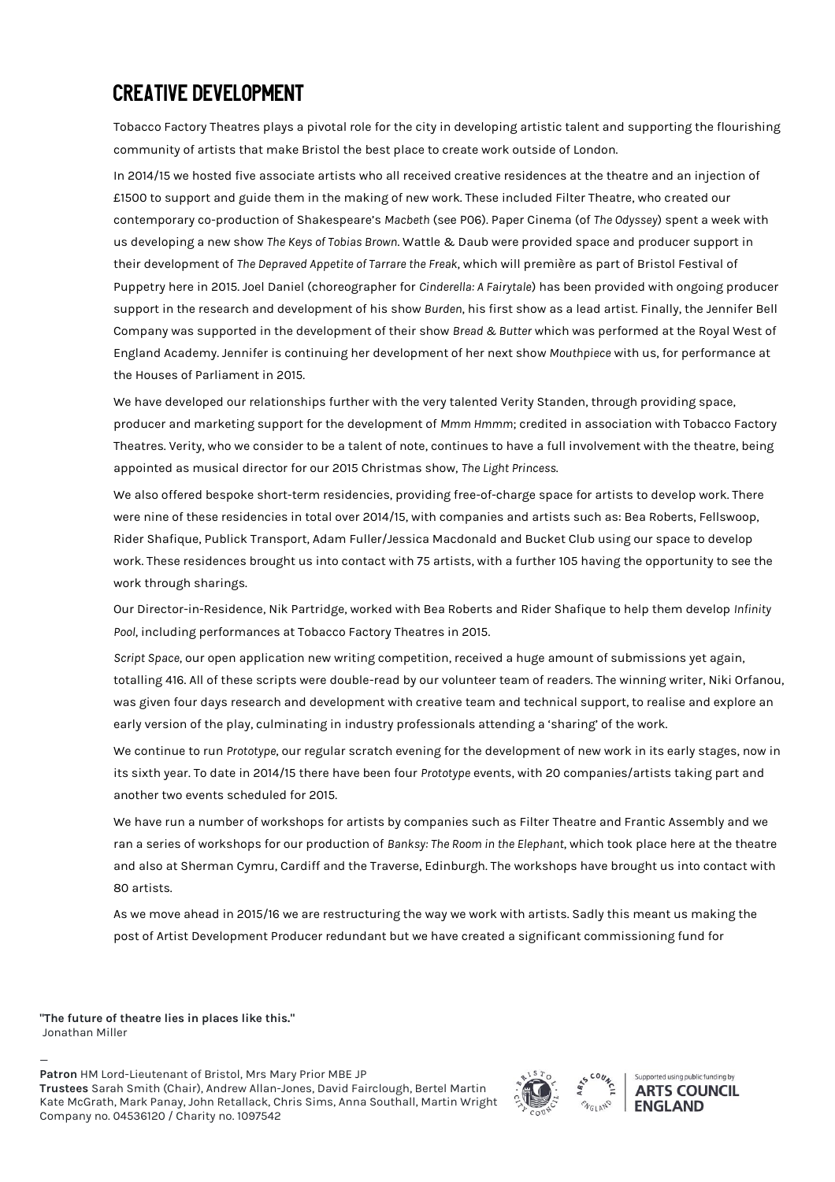# CREATIVE DEVELOPMENT

Tobacco Factory Theatres plays a pivotal role for the city in developing artistic talent and supporting the flourishing community of artists that make Bristol the best place to create work outside of London.

In 2014/15 we hosted five associate artists who all received creative residences at the theatre and an injection of £1500 to support and guide them in the making of new work. These included Filter Theatre, who created our contemporary co-production of Shakespeare's *Macbeth* (see P06). Paper Cinema (of *The Odyssey*) spent a week with us developing a new show *The Keys of Tobias Brown*. Wattle & Daub were provided space and producer support in their development of *The Depraved Appetite of Tarrare the Freak*, which will première as part of Bristol Festival of Puppetry here in 2015. Joel Daniel (choreographer for *Cinderella: A Fairytale*) has been provided with ongoing producer support in the research and development of his show *Burden*, his first show as a lead artist. Finally, the Jennifer Bell Company was supported in the development of their show *Bread & Butter* which was performed at the Royal West of England Academy. Jennifer is continuing her development of her next show *Mouthpiece* with us, for performance at the Houses of Parliament in 2015.

We have developed our relationships further with the very talented Verity Standen, through providing space, producer and marketing support for the development of *Mmm Hmmm*; credited in association with Tobacco Factory Theatres. Verity, who we consider to be a talent of note, continues to have a full involvement with the theatre, being appointed as musical director for our 2015 Christmas show, *The Light Princess*.

We also offered bespoke short-term residencies, providing free-of-charge space for artists to develop work. There were nine of these residencies in total over 2014/15, with companies and artists such as: Bea Roberts, Fellswoop, Rider Shafique, Publick Transport, Adam Fuller/Jessica Macdonald and Bucket Club using our space to develop work. These residences brought us into contact with 75 artists, with a further 105 having the opportunity to see the work through sharings.

Our Director-in-Residence, Nik Partridge, worked with Bea Roberts and Rider Shafique to help them develop *Infinity Pool*, including performances at Tobacco Factory Theatres in 2015.

*Script Space*, our open application new writing competition, received a huge amount of submissions yet again, totalling 416. All of these scripts were double-read by our volunteer team of readers. The winning writer, Niki Orfanou, was given four days research and development with creative team and technical support, to realise and explore an early version of the play, culminating in industry professionals attending a 'sharing' of the work.

We continue to run *Prototype*, our regular scratch evening for the development of new work in its early stages, now in its sixth year. To date in 2014/15 there have been four *Prototype* events, with 20 companies/artists taking part and another two events scheduled for 2015.

We have run a number of workshops for artists by companies such as Filter Theatre and Frantic Assembly and we ran a series of workshops for our production of *Banksy: The Room in the Elephant*, which took place here at the theatre and also at Sherman Cymru, Cardiff and the Traverse, Edinburgh. The workshops have brought us into contact with 80 artists.

As we move ahead in 2015/16 we are restructuring the way we work with artists. Sadly this meant us making the post of Artist Development Producer redundant but we have created a significant commissioning fund for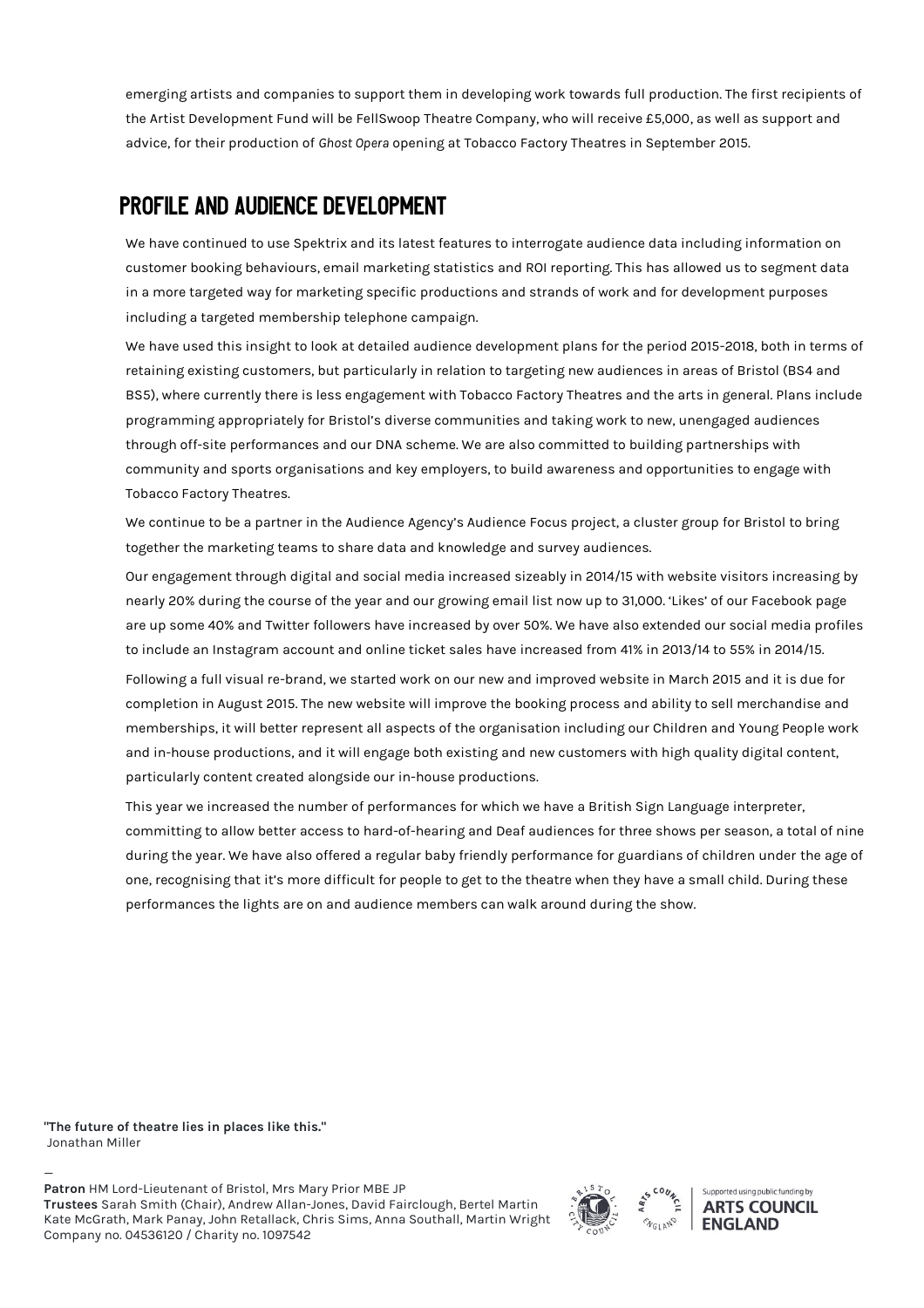emerging artists and companies to support them in developing work towards full production. The first recipients of the Artist Development Fund will be FellSwoop Theatre Company, who will receive £5,000, as well as support and advice, for their production of *Ghost Opera* opening at Tobacco Factory Theatres in September 2015.

## PROFILE AND AUDIENCE DEVELOPMENT

We have continued to use Spektrix and its latest features to interrogate audience data including information on customer booking behaviours, email marketing statistics and ROI reporting. This has allowed us to segment data in a more targeted way for marketing specific productions and strands of work and for development purposes including a targeted membership telephone campaign.

We have used this insight to look at detailed audience development plans for the period 2015-2018, both in terms of retaining existing customers, but particularly in relation to targeting new audiences in areas of Bristol (BS4 and BS5), where currently there is less engagement with Tobacco Factory Theatres and the arts in general. Plans include programming appropriately for Bristol's diverse communities and taking work to new, unengaged audiences through off-site performances and our DNA scheme. We are also committed to building partnerships with community and sports organisations and key employers, to build awareness and opportunities to engage with Tobacco Factory Theatres.

We continue to be a partner in the Audience Agency's Audience Focus project, a cluster group for Bristol to bring together the marketing teams to share data and knowledge and survey audiences.

Our engagement through digital and social media increased sizeably in 2014/15 with website visitors increasing by nearly 20% during the course of the year and our growing email list now up to 31,000. 'Likes' of our Facebook page are up some 40% and Twitter followers have increased by over 50%. We have also extended our social media profiles to include an Instagram account and online ticket sales have increased from 41% in 2013/14 to 55% in 2014/15.

Following a full visual re-brand, we started work on our new and improved website in March 2015 and it is due for completion in August 2015. The new website will improve the booking process and ability to sell merchandise and memberships, it will better represent all aspects of the organisation including our Children and Young People work and in-house productions, and it will engage both existing and new customers with high quality digital content, particularly content created alongside our in-house productions.

This year we increased the number of performances for which we have a British Sign Language interpreter, committing to allow better access to hard-of-hearing and Deaf audiences for three shows per season, a total of nine during the year. We have also offered a regular baby friendly performance for guardians of children under the age of one, recognising that it's more difficult for people to get to the theatre when they have a small child. During these performances the lights are on and audience members can walk around during the show.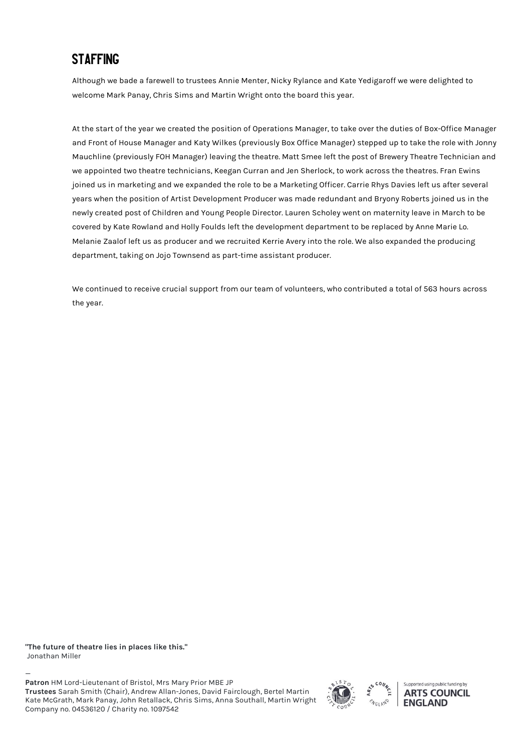## STAFFING

Although we bade a farewell to trustees Annie Menter, Nicky Rylance and Kate Yedigaroff we were delighted to welcome Mark Panay, Chris Sims and Martin Wright onto the board this year.

At the start of the year we created the position of Operations Manager, to take over the duties of Box-Office Manager and Front of House Manager and Katy Wilkes (previously Box Office Manager) stepped up to take the role with Jonny Mauchline (previously FOH Manager) leaving the theatre. Matt Smee left the post of Brewery Theatre Technician and we appointed two theatre technicians, Keegan Curran and Jen Sherlock, to work across the theatres. Fran Ewins joined us in marketing and we expanded the role to be a Marketing Officer. Carrie Rhys Davies left us after several years when the position of Artist Development Producer was made redundant and Bryony Roberts joined us in the newly created post of Children and Young People Director. Lauren Scholey went on maternity leave in March to be covered by Kate Rowland and Holly Foulds left the development department to be replaced by Anne Marie Lo. Melanie Zaalof left us as producer and we recruited Kerrie Avery into the role. We also expanded the producing department, taking on Jojo Townsend as part-time assistant producer.

We continued to receive crucial support from our team of volunteers, who contributed a total of 563 hours across the year.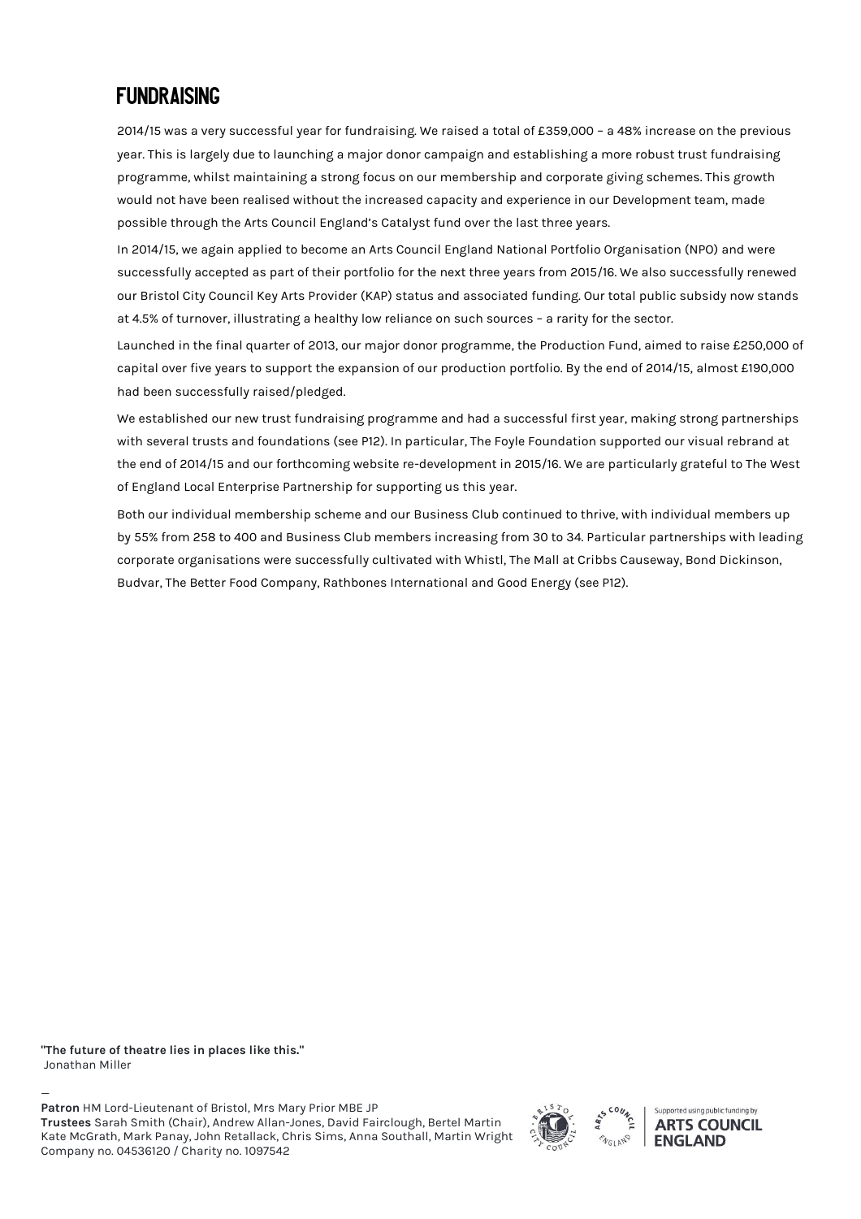# FUNDRAISING

2014/15 was a very successful year for fundraising. We raised a total of £359,000 – a 48% increase on the previous year. This is largely due to launching a major donor campaign and establishing a more robust trust fundraising programme, whilst maintaining a strong focus on our membership and corporate giving schemes. This growth would not have been realised without the increased capacity and experience in our Development team, made possible through the Arts Council England's Catalyst fund over the last three years.

In 2014/15, we again applied to become an Arts Council England National Portfolio Organisation (NPO) and were successfully accepted as part of their portfolio for the next three years from 2015/16. We also successfully renewed our Bristol City Council Key Arts Provider (KAP) status and associated funding. Our total public subsidy now stands at 4.5% of turnover, illustrating a healthy low reliance on such sources – a rarity for the sector.

Launched in the final quarter of 2013, our major donor programme, the Production Fund, aimed to raise £250,000 of capital over five years to support the expansion of our production portfolio. By the end of 2014/15, almost £190,000 had been successfully raised/pledged.

We established our new trust fundraising programme and had a successful first year, making strong partnerships with several trusts and foundations (see P12). In particular, The Foyle Foundation supported our visual rebrand at the end of 2014/15 and our forthcoming website re-development in 2015/16. We are particularly grateful to The West of England Local Enterprise Partnership for supporting us this year.

Both our individual membership scheme and our Business Club continued to thrive, with individual members up by 55% from 258 to 400 and Business Club members increasing from 30 to 34. Particular partnerships with leading corporate organisations were successfully cultivated with Whistl, The Mall at Cribbs Causeway, Bond Dickinson, Budvar, The Better Food Company, Rathbones International and Good Energy (see P12).

**"The future of theatre lies in places like this."**
Jonathan Miller

—

**Patron** HM Lord-Lieutenant of Bristol, Mrs Mary Prior MBE JP
**Trustees** Sarah Smith (Chair), Andrew Allan-Jones, David Fairclough, Bertel Martin Kate McGrath, Mark Panay, John Retallack, Chris Sims, Anna Southall, Martin Wright
Company no. 04536120 / Charity no. 1097542

Supported using public funding by ARTS COUNCIL ENGLAND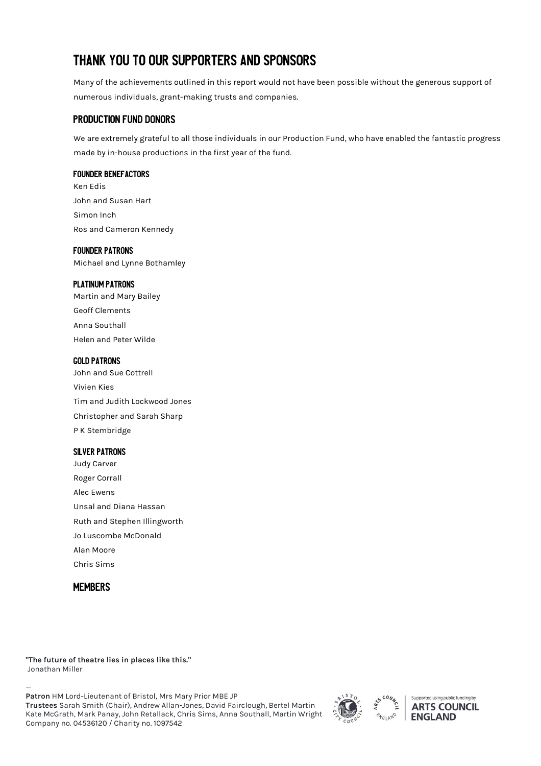# THANK YOU TO OUR SUPPORTERS AND SPONSORS

Many of the achievements outlined in this report would not have been possible without the generous support of numerous individuals, grant-making trusts and companies.

## PRODUCTION FUND DONORS

We are extremely grateful to all those individuals in our Production Fund, who have enabled the fantastic progress made by in-house productions in the first year of the fund.

### FOUNDER BENEFACTORS

Ken Edis
John and Susan Hart
Simon Inch
Ros and Cameron Kennedy

### FOUNDER PATRONS

Michael and Lynne Bothamley

### PLATINUM PATRONS

Martin and Mary Bailey
Geoff Clements
Anna Southall
Helen and Peter Wilde

### GOLD PATRONS

John and Sue Cottrell
Vivien Kies
Tim and Judith Lockwood Jones
Christopher and Sarah Sharp
P K Stembridge

### SILVER PATRONS

Judy Carver
Roger Corrall
Alec Ewens
Unsal and Diana Hassan
Ruth and Stephen Illingworth
Jo Luscombe McDonald
Alan Moore
Chris Sims

## MEMBERS

**"The future of theatre lies in places like this."**
Jonathan Miller

—

**Patron** HM Lord-Lieutenant of Bristol, Mrs Mary Prior MBE JP
**Trustees** Sarah Smith (Chair), Andrew Allan-Jones, David Fairclough, Bertel Martin Kate McGrath, Mark Panay, John Retallack, Chris Sims, Anna Southall, Martin Wright
Company no. 04536120 / Charity no. 1097542

Supported using public funding by ARTS COUNCIL ENGLAND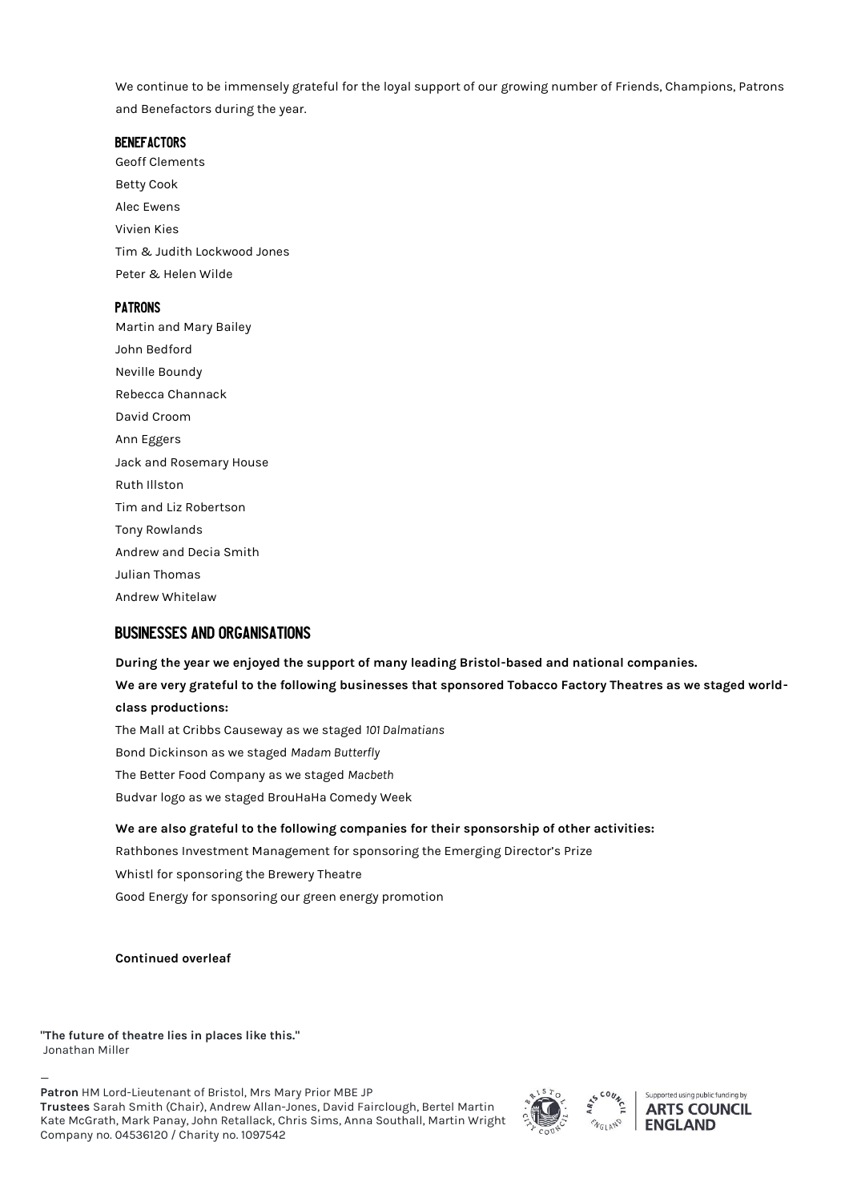We continue to be immensely grateful for the loyal support of our growing number of Friends, Champions, Patrons and Benefactors during the year.

### BENEFACTORS

Geoff Clements

Betty Cook

Alec Ewens

Vivien Kies

Tim & Judith Lockwood Jones

Peter & Helen Wilde

### PATRONS

Martin and Mary Bailey

John Bedford

Neville Boundy

Rebecca Channack

David Croom

Ann Eggers

Jack and Rosemary House

Ruth Illston

Tim and Liz Robertson

Tony Rowlands

Andrew and Decia Smith

Julian Thomas

Andrew Whitelaw

## BUSINESSES AND ORGANISATIONS

**During the year we enjoyed the support of many leading Bristol-based and national companies.**

**We are very grateful to the following businesses that sponsored Tobacco Factory Theatres as we staged world-class productions:**

The Mall at Cribbs Causeway as we staged *101 Dalmatians*

Bond Dickinson as we staged *Madam Butterfly*

The Better Food Company as we staged *Macbeth*

Budvar logo as we staged BrouHaHa Comedy Week

**We are also grateful to the following companies for their sponsorship of other activities:**

Rathbones Investment Management for sponsoring the Emerging Director's Prize

Whistl for sponsoring the Brewery Theatre

Good Energy for sponsoring our green energy promotion

**Continued overleaf**

**"The future of theatre lies in places like this."**
Jonathan Miller

—

**Patron** HM Lord-Lieutenant of Bristol, Mrs Mary Prior MBE JP
**Trustees** Sarah Smith (Chair), Andrew Allan-Jones, David Fairclough, Bertel Martin Kate McGrath, Mark Panay, John Retallack, Chris Sims, Anna Southall, Martin Wright
Company no. 04536120 / Charity no. 1097542

Supported using public funding by ARTS COUNCIL ENGLAND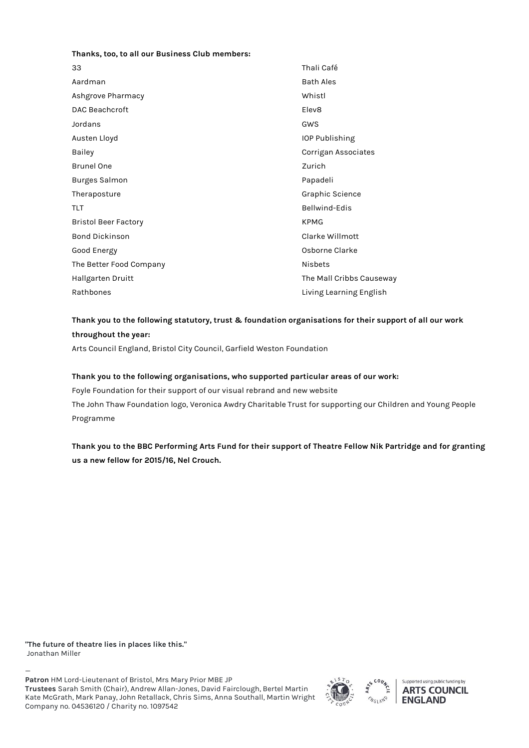**Thanks, too, to all our Business Club members:**

33
Aardman
Ashgrove Pharmacy
DAC Beachcroft
Jordans
Austen Lloyd
Bailey
Brunel One
Burges Salmon
Theraposture
TLT
Bristol Beer Factory
Bond Dickinson
Good Energy
The Better Food Company
Hallgarten Druitt
Rathbones
Thali Café
Bath Ales
Whistl
Elev8
GWS
IOP Publishing
Corrigan Associates
Zurich
Papadeli
Graphic Science
Bellwind-Edis
KPMG
Clarke Willmott
Osborne Clarke
Nisbets
The Mall Cribbs Causeway
Living Learning English

**Thank you to the following statutory, trust & foundation organisations for their support of all our work throughout the year:**

Arts Council England, Bristol City Council, Garfield Weston Foundation

**Thank you to the following organisations, who supported particular areas of our work:**

Foyle Foundation for their support of our visual rebrand and new website

The John Thaw Foundation logo, Veronica Awdry Charitable Trust for supporting our Children and Young People Programme

**Thank you to the BBC Performing Arts Fund for their support of Theatre Fellow Nik Partridge and for granting us a new fellow for 2015/16, Nel Crouch.**

**"The future of theatre lies in places like this."**
Jonathan Miller

—

**Patron** HM Lord-Lieutenant of Bristol, Mrs Mary Prior MBE JP
**Trustees** Sarah Smith (Chair), Andrew Allan-Jones, David Fairclough, Bertel Martin Kate McGrath, Mark Panay, John Retallack, Chris Sims, Anna Southall, Martin Wright
Company no. 04536120 / Charity no. 1097542

Supported using public funding by ARTS COUNCIL ENGLAND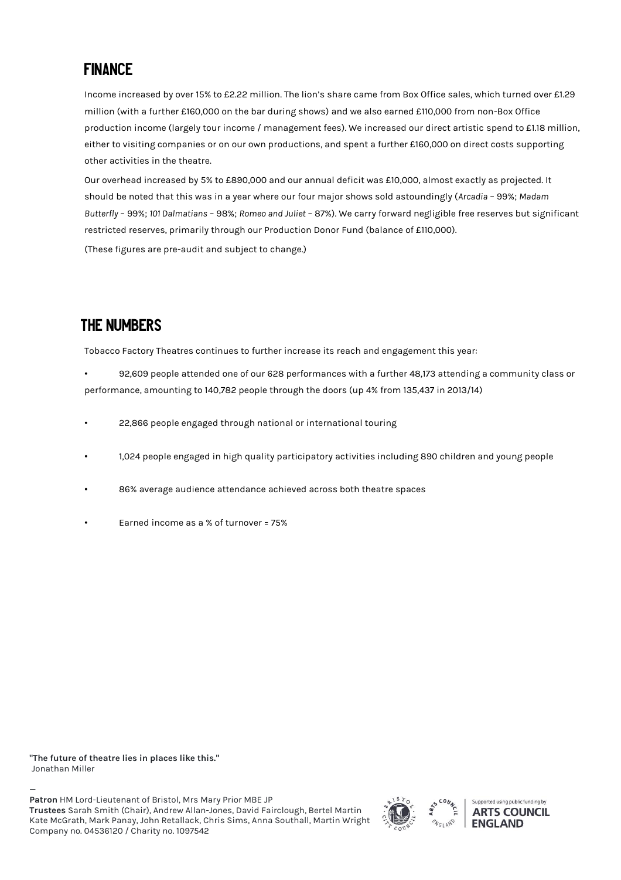## FINANCE

Income increased by over 15% to £2.22 million. The lion's share came from Box Office sales, which turned over £1.29 million (with a further £160,000 on the bar during shows) and we also earned £110,000 from non-Box Office production income (largely tour income / management fees). We increased our direct artistic spend to £1.18 million, either to visiting companies or on our own productions, and spent a further £160,000 on direct costs supporting other activities in the theatre.

Our overhead increased by 5% to £890,000 and our annual deficit was £10,000, almost exactly as projected. It should be noted that this was in a year where our four major shows sold astoundingly (*Arcadia* – 99%; *Madam Butterfly* – 99%; *101 Dalmatians* – 98%; *Romeo and Juliet* – 87%). We carry forward negligible free reserves but significant restricted reserves, primarily through our Production Donor Fund (balance of £110,000).

(These figures are pre-audit and subject to change.)

## THE NUMBERS

Tobacco Factory Theatres continues to further increase its reach and engagement this year:

- 92,609 people attended one of our 628 performances with a further 48,173 attending a community class or performance, amounting to 140,782 people through the doors (up 4% from 135,437 in 2013/14)
- 22,866 people engaged through national or international touring
- 1,024 people engaged in high quality participatory activities including 890 children and young people
- 86% average audience attendance achieved across both theatre spaces
- Earned income as a % of turnover = 75%

**"The future of theatre lies in places like this."**
Jonathan Miller

—

**Patron** HM Lord-Lieutenant of Bristol, Mrs Mary Prior MBE JP
**Trustees** Sarah Smith (Chair), Andrew Allan-Jones, David Fairclough, Bertel Martin Kate McGrath, Mark Panay, John Retallack, Chris Sims, Anna Southall, Martin Wright
Company no. 04536120 / Charity no. 1097542

Supported using public funding by ARTS COUNCIL ENGLAND